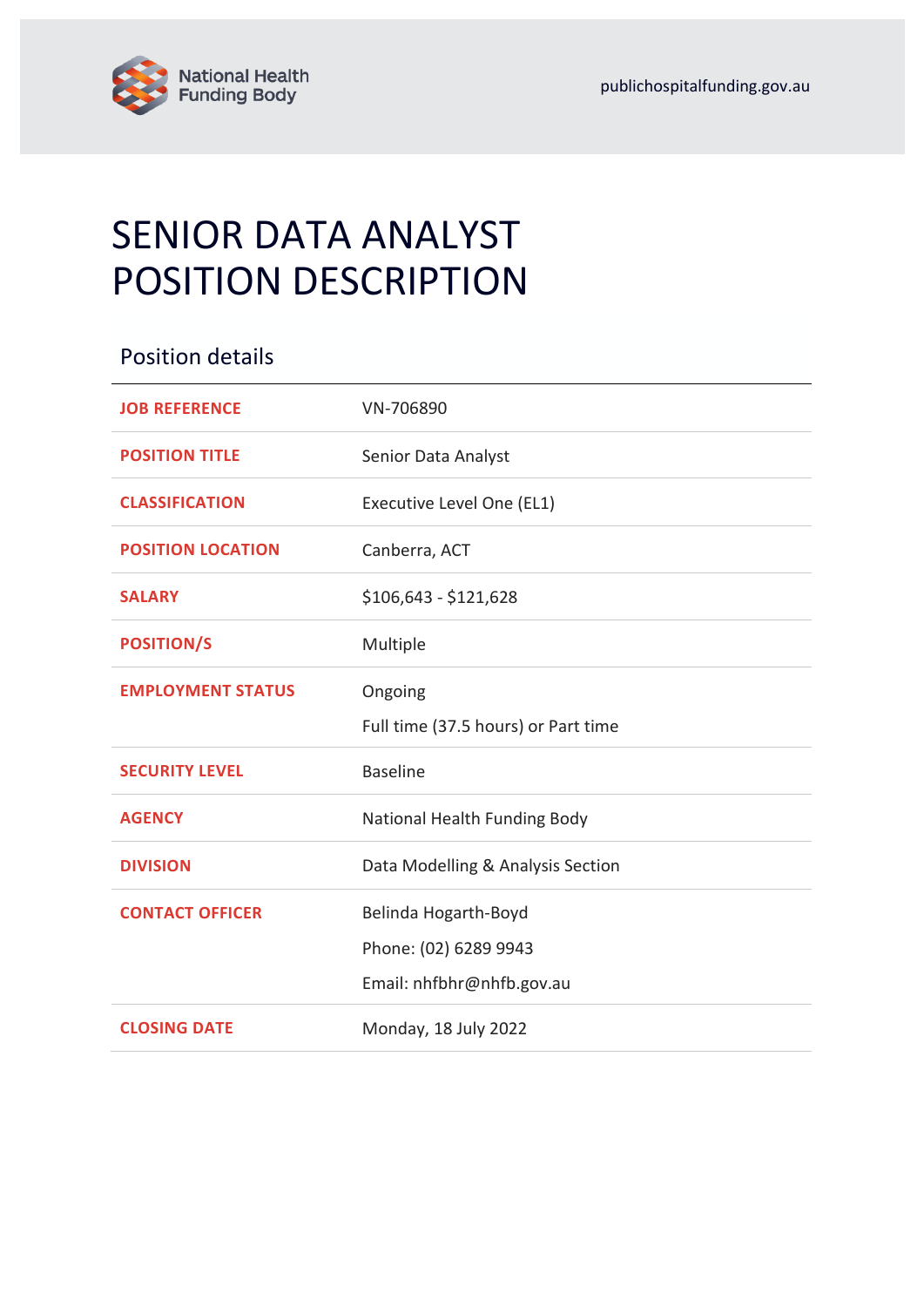National Health Funding Body

publichospitalfunding.gov.au

# SENIOR DATA ANALYST POSITION DESCRIPTION

## Position details

| | |
|---|---|
| **JOB REFERENCE** | VN-706890 |
| **POSITION TITLE** | Senior Data Analyst |
| **CLASSIFICATION** | Executive Level One (EL1) |
| **POSITION LOCATION** | Canberra, ACT |
| **SALARY** | $106,643 - $121,628 |
| **POSITION/S** | Multiple |
| **EMPLOYMENT STATUS** | Ongoing<br>Full time (37.5 hours) or Part time |
| **SECURITY LEVEL** | Baseline |
| **AGENCY** | National Health Funding Body |
| **DIVISION** | Data Modelling & Analysis Section |
| **CONTACT OFFICER** | Belinda Hogarth-Boyd<br>Phone: (02) 6289 9943<br>Email: nhfbhr@nhfb.gov.au |
| **CLOSING DATE** | Monday, 18 July 2022 |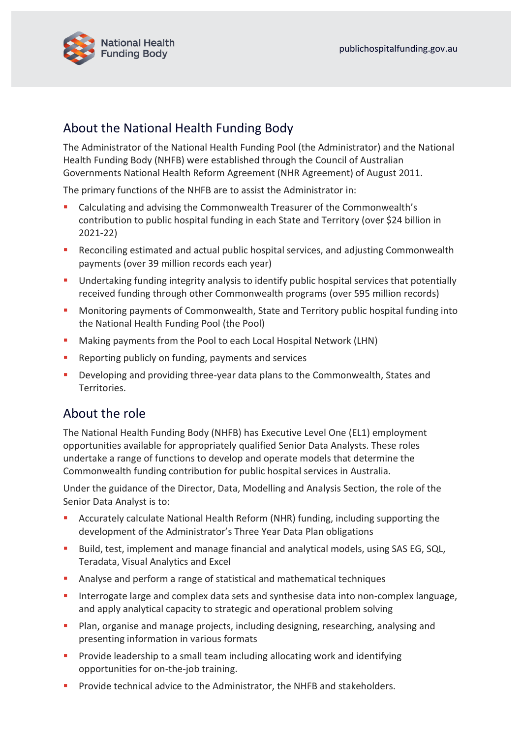## About the National Health Funding Body

The Administrator of the National Health Funding Pool (the Administrator) and the National Health Funding Body (NHFB) were established through the Council of Australian Governments National Health Reform Agreement (NHR Agreement) of August 2011.

The primary functions of the NHFB are to assist the Administrator in:

- Calculating and advising the Commonwealth Treasurer of the Commonwealth's contribution to public hospital funding in each State and Territory (over $24 billion in 2021-22)
- Reconciling estimated and actual public hospital services, and adjusting Commonwealth payments (over 39 million records each year)
- Undertaking funding integrity analysis to identify public hospital services that potentially received funding through other Commonwealth programs (over 595 million records)
- Monitoring payments of Commonwealth, State and Territory public hospital funding into the National Health Funding Pool (the Pool)
- Making payments from the Pool to each Local Hospital Network (LHN)
- Reporting publicly on funding, payments and services
- Developing and providing three-year data plans to the Commonwealth, States and Territories.

## About the role

The National Health Funding Body (NHFB) has Executive Level One (EL1) employment opportunities available for appropriately qualified Senior Data Analysts. These roles undertake a range of functions to develop and operate models that determine the Commonwealth funding contribution for public hospital services in Australia.

Under the guidance of the Director, Data, Modelling and Analysis Section, the role of the Senior Data Analyst is to:

- Accurately calculate National Health Reform (NHR) funding, including supporting the development of the Administrator's Three Year Data Plan obligations
- Build, test, implement and manage financial and analytical models, using SAS EG, SQL, Teradata, Visual Analytics and Excel
- Analyse and perform a range of statistical and mathematical techniques
- Interrogate large and complex data sets and synthesise data into non-complex language, and apply analytical capacity to strategic and operational problem solving
- Plan, organise and manage projects, including designing, researching, analysing and presenting information in various formats
- Provide leadership to a small team including allocating work and identifying opportunities for on-the-job training.
- Provide technical advice to the Administrator, the NHFB and stakeholders.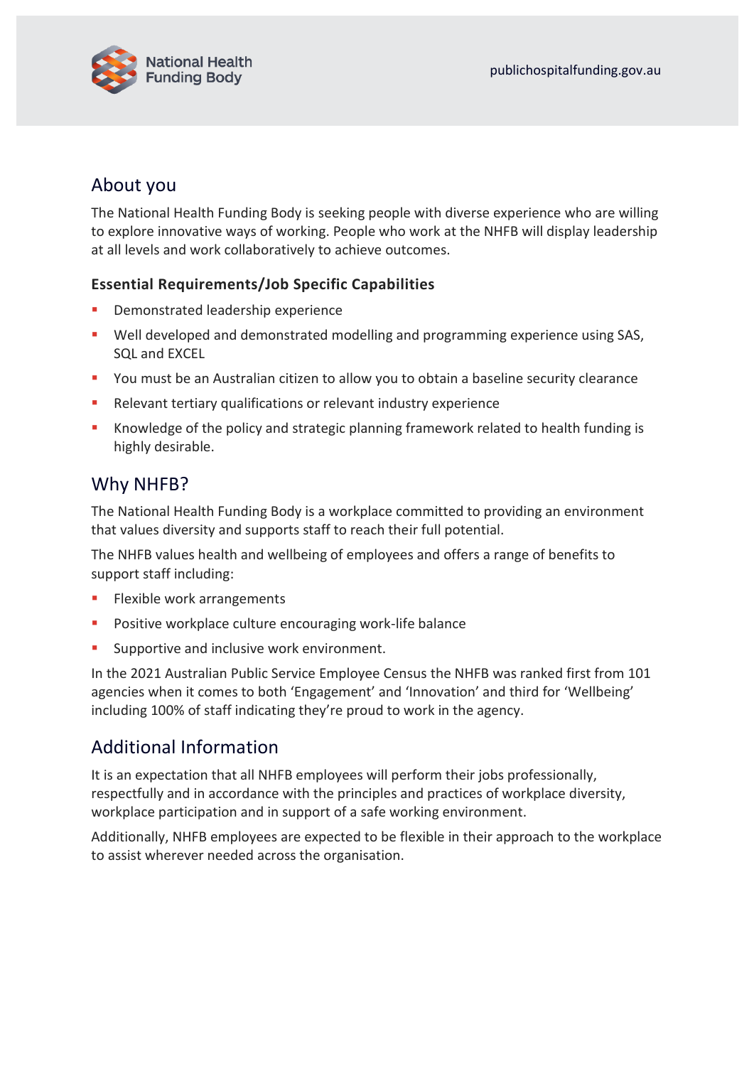## About you

The National Health Funding Body is seeking people with diverse experience who are willing to explore innovative ways of working. People who work at the NHFB will display leadership at all levels and work collaboratively to achieve outcomes.

### Essential Requirements/Job Specific Capabilities

- Demonstrated leadership experience
- Well developed and demonstrated modelling and programming experience using SAS, SQL and EXCEL
- You must be an Australian citizen to allow you to obtain a baseline security clearance
- Relevant tertiary qualifications or relevant industry experience
- Knowledge of the policy and strategic planning framework related to health funding is highly desirable.

## Why NHFB?

The National Health Funding Body is a workplace committed to providing an environment that values diversity and supports staff to reach their full potential.

The NHFB values health and wellbeing of employees and offers a range of benefits to support staff including:

- Flexible work arrangements
- Positive workplace culture encouraging work-life balance
- Supportive and inclusive work environment.

In the 2021 Australian Public Service Employee Census the NHFB was ranked first from 101 agencies when it comes to both 'Engagement' and 'Innovation' and third for 'Wellbeing' including 100% of staff indicating they're proud to work in the agency.

## Additional Information

It is an expectation that all NHFB employees will perform their jobs professionally, respectfully and in accordance with the principles and practices of workplace diversity, workplace participation and in support of a safe working environment.

Additionally, NHFB employees are expected to be flexible in their approach to the workplace to assist wherever needed across the organisation.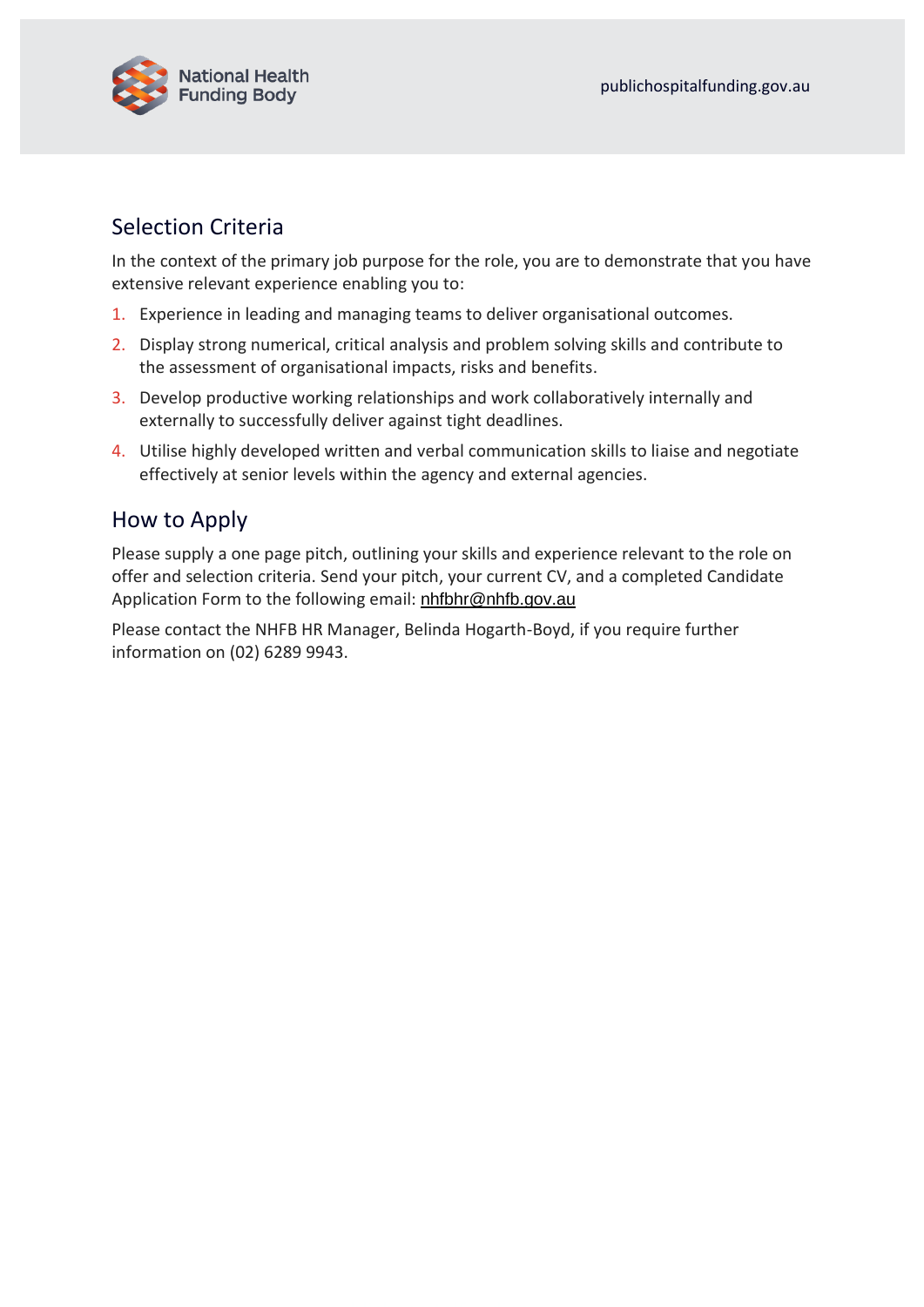## Selection Criteria

In the context of the primary job purpose for the role, you are to demonstrate that you have extensive relevant experience enabling you to:

1. Experience in leading and managing teams to deliver organisational outcomes.
2. Display strong numerical, critical analysis and problem solving skills and contribute to the assessment of organisational impacts, risks and benefits.
3. Develop productive working relationships and work collaboratively internally and externally to successfully deliver against tight deadlines.
4. Utilise highly developed written and verbal communication skills to liaise and negotiate effectively at senior levels within the agency and external agencies.

## How to Apply

Please supply a one page pitch, outlining your skills and experience relevant to the role on offer and selection criteria. Send your pitch, your current CV, and a completed Candidate Application Form to the following email: nhfbhr@nhfb.gov.au

Please contact the NHFB HR Manager, Belinda Hogarth-Boyd, if you require further information on (02) 6289 9943.